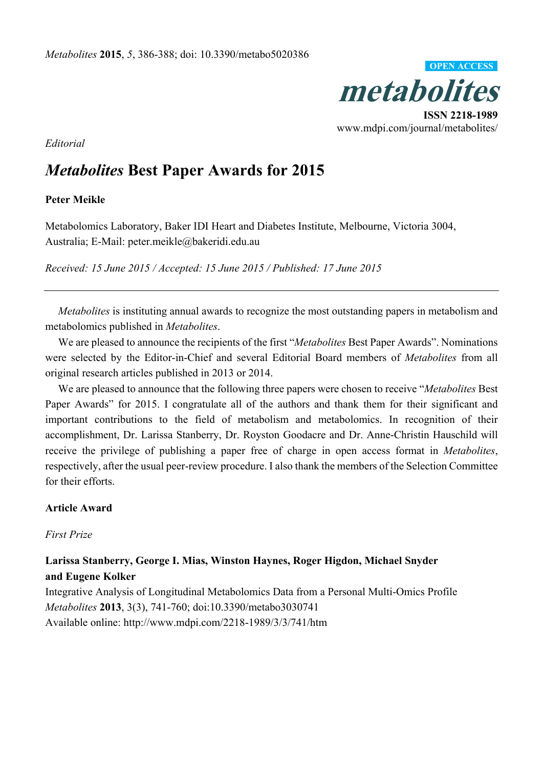*Editorial*

# *Metabolites* Best Paper Awards for 2015

**Peter Meikle**

Metabolomics Laboratory, Baker IDI Heart and Diabetes Institute, Melbourne, Victoria 3004, Australia; E-Mail: peter.meikle@bakeridi.edu.au

*Received: 15 June 2015 / Accepted: 15 June 2015 / Published: 17 June 2015*

---

*Metabolites* is instituting annual awards to recognize the most outstanding papers in metabolism and metabolomics published in *Metabolites*.

We are pleased to announce the recipients of the first "*Metabolites* Best Paper Awards". Nominations were selected by the Editor-in-Chief and several Editorial Board members of *Metabolites* from all original research articles published in 2013 or 2014.

We are pleased to announce that the following three papers were chosen to receive "*Metabolites* Best Paper Awards" for 2015. I congratulate all of the authors and thank them for their significant and important contributions to the field of metabolism and metabolomics. In recognition of their accomplishment, Dr. Larissa Stanberry, Dr. Royston Goodacre and Dr. Anne-Christin Hauschild will receive the privilege of publishing a paper free of charge in open access format in *Metabolites*, respectively, after the usual peer-review procedure. I also thank the members of the Selection Committee for their efforts.

**Article Award**

*First Prize*

**Larissa Stanberry, George I. Mias, Winston Haynes, Roger Higdon, Michael Snyder and Eugene Kolker**

Integrative Analysis of Longitudinal Metabolomics Data from a Personal Multi-Omics Profile
*Metabolites* **2013**, 3(3), 741-760; doi:10.3390/metabo3030741
Available online: http://www.mdpi.com/2218-1989/3/3/741/htm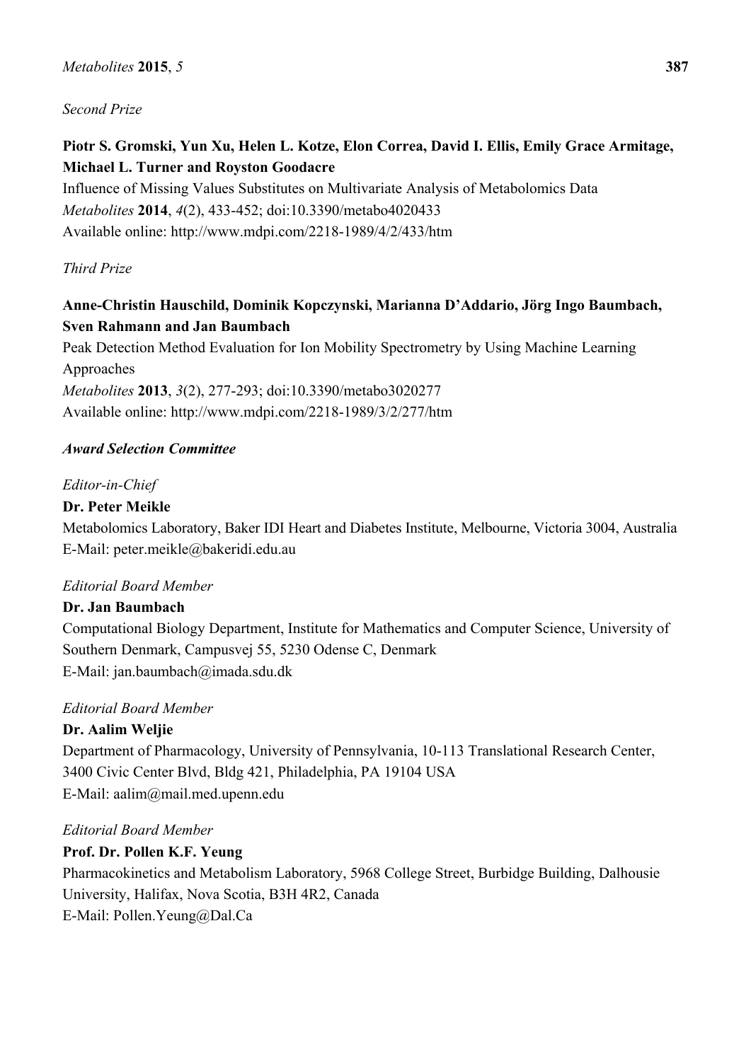*Second Prize*

**Piotr S. Gromski, Yun Xu, Helen L. Kotze, Elon Correa, David I. Ellis, Emily Grace Armitage, Michael L. Turner and Royston Goodacre**

Influence of Missing Values Substitutes on Multivariate Analysis of Metabolomics Data
*Metabolites* **2014**, *4*(2), 433-452; doi:10.3390/metabo4020433
Available online: http://www.mdpi.com/2218-1989/4/2/433/htm

*Third Prize*

**Anne-Christin Hauschild, Dominik Kopczynski, Marianna D'Addario, Jörg Ingo Baumbach, Sven Rahmann and Jan Baumbach**

Peak Detection Method Evaluation for Ion Mobility Spectrometry by Using Machine Learning Approaches
*Metabolites* **2013**, *3*(2), 277-293; doi:10.3390/metabo3020277
Available online: http://www.mdpi.com/2218-1989/3/2/277/htm

***Award Selection Committee***

*Editor-in-Chief*

**Dr. Peter Meikle**

Metabolomics Laboratory, Baker IDI Heart and Diabetes Institute, Melbourne, Victoria 3004, Australia
E-Mail: peter.meikle@bakeridi.edu.au

*Editorial Board Member*

**Dr. Jan Baumbach**

Computational Biology Department, Institute for Mathematics and Computer Science, University of Southern Denmark, Campusvej 55, 5230 Odense C, Denmark
E-Mail: jan.baumbach@imada.sdu.dk

*Editorial Board Member*

**Dr. Aalim Weljie**

Department of Pharmacology, University of Pennsylvania, 10-113 Translational Research Center, 3400 Civic Center Blvd, Bldg 421, Philadelphia, PA 19104 USA
E-Mail: aalim@mail.med.upenn.edu

*Editorial Board Member*

**Prof. Dr. Pollen K.F. Yeung**

Pharmacokinetics and Metabolism Laboratory, 5968 College Street, Burbidge Building, Dalhousie University, Halifax, Nova Scotia, B3H 4R2, Canada
E-Mail: Pollen.Yeung@Dal.Ca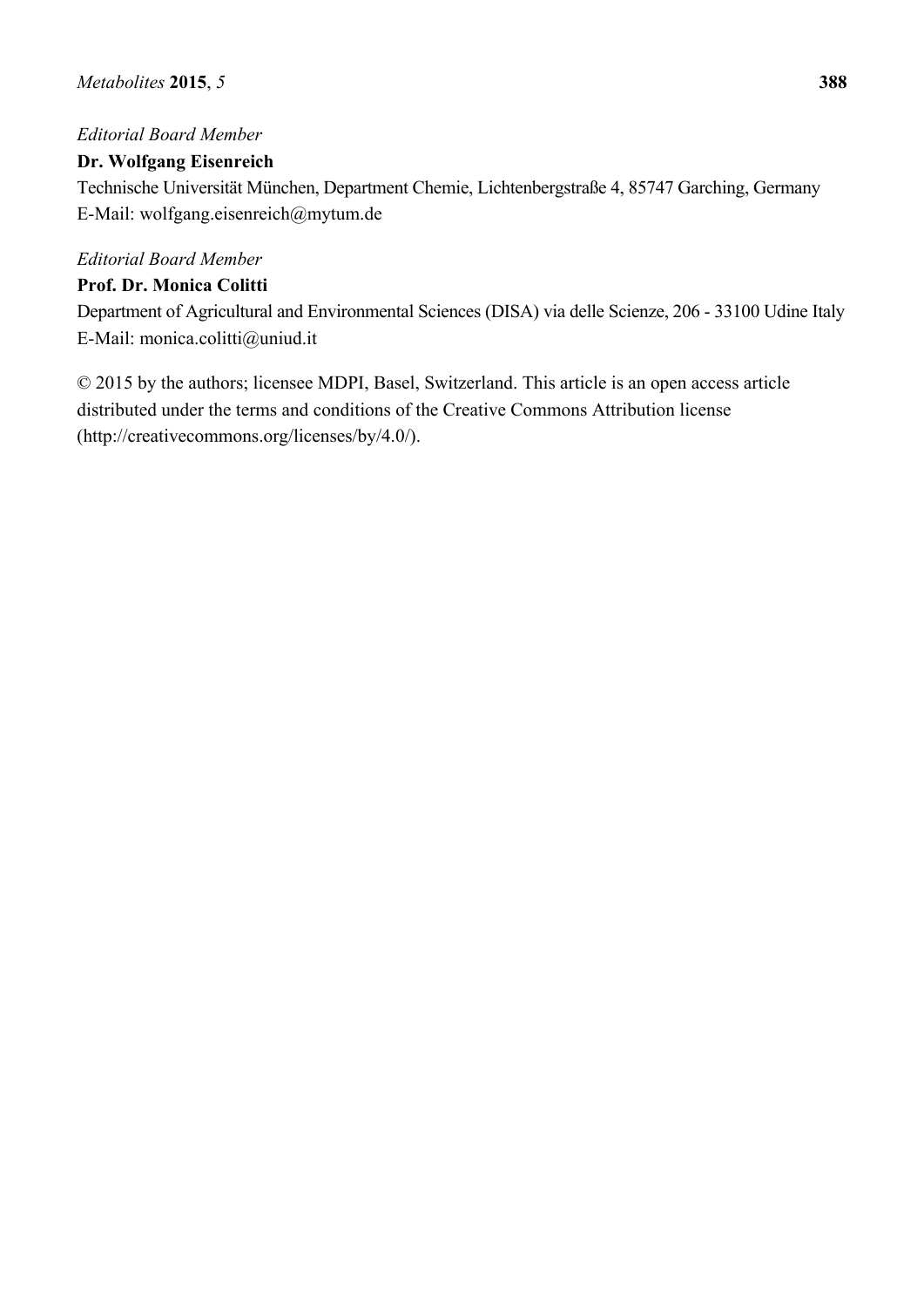*Editorial Board Member*

**Dr. Wolfgang Eisenreich**

Technische Universität München, Department Chemie, Lichtenbergstraße 4, 85747 Garching, Germany
E-Mail: wolfgang.eisenreich@mytum.de

*Editorial Board Member*

**Prof. Dr. Monica Colitti**

Department of Agricultural and Environmental Sciences (DISA) via delle Scienze, 206 - 33100 Udine Italy
E-Mail: monica.colitti@uniud.it

© 2015 by the authors; licensee MDPI, Basel, Switzerland. This article is an open access article distributed under the terms and conditions of the Creative Commons Attribution license (http://creativecommons.org/licenses/by/4.0/).